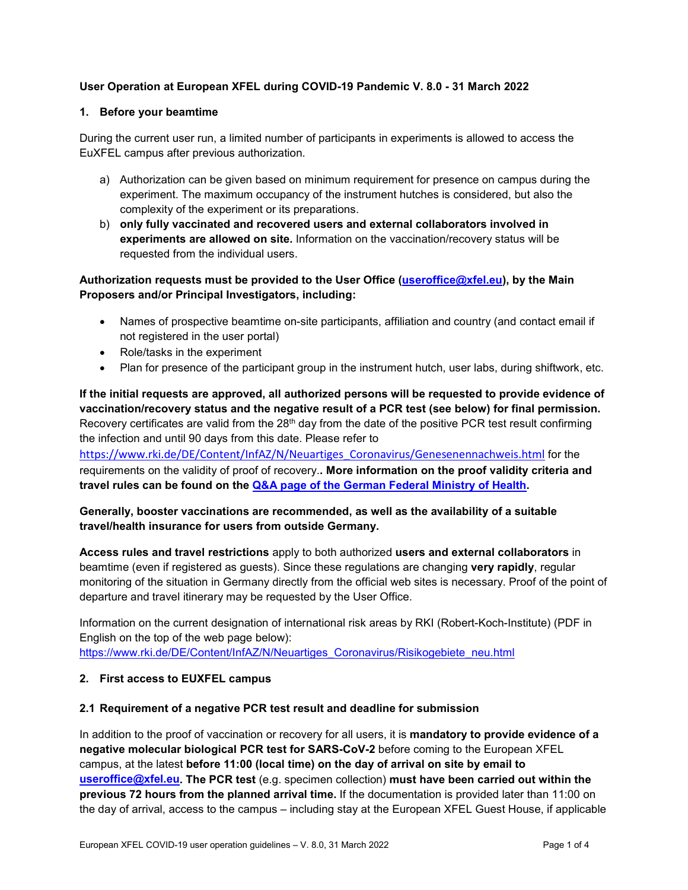**User Operation at European XFEL during COVID-19 Pandemic V. 8.0 - 31 March 2022**

## 1. Before your beamtime

During the current user run, a limited number of participants in experiments is allowed to access the EuXFEL campus after previous authorization.

a) Authorization can be given based on minimum requirement for presence on campus during the experiment. The maximum occupancy of the instrument hutches is considered, but also the complexity of the experiment or its preparations.
b) **only fully vaccinated and recovered users and external collaborators involved in experiments are allowed on site.** Information on the vaccination/recovery status will be requested from the individual users.

**Authorization requests must be provided to the User Office ([useroffice@xfel.eu](mailto:useroffice@xfel.eu)), by the Main Proposers and/or Principal Investigators, including:**

- Names of prospective beamtime on-site participants, affiliation and country (and contact email if not registered in the user portal)
- Role/tasks in the experiment
- Plan for presence of the participant group in the instrument hutch, user labs, during shiftwork, etc.

**If the initial requests are approved, all authorized persons will be requested to provide evidence of vaccination/recovery status and the negative result of a PCR test (see below) for final permission.** Recovery certificates are valid from the 28th day from the date of the positive PCR test result confirming the infection and until 90 days from this date. Please refer to https://www.rki.de/DE/Content/InfAZ/N/Neuartiges_Coronavirus/Genesenennachweis.html for the requirements on the validity of proof of recovery.**. More information on the proof validity criteria and travel rules can be found on the Q&A page of the German Federal Ministry of Health.**

**Generally, booster vaccinations are recommended, as well as the availability of a suitable travel/health insurance for users from outside Germany.**

**Access rules and travel restrictions** apply to both authorized **users and external collaborators** in beamtime (even if registered as guests). Since these regulations are changing **very rapidly**, regular monitoring of the situation in Germany directly from the official web sites is necessary. Proof of the point of departure and travel itinerary may be requested by the User Office.

Information on the current designation of international risk areas by RKI (Robert-Koch-Institute) (PDF in English on the top of the web page below):
https://www.rki.de/DE/Content/InfAZ/N/Neuartiges_Coronavirus/Risikogebiete_neu.html

## 2. First access to EUXFEL campus

### 2.1 Requirement of a negative PCR test result and deadline for submission

In addition to the proof of vaccination or recovery for all users, it is **mandatory to provide evidence of a negative molecular biological PCR test for SARS-CoV-2** before coming to the European XFEL campus, at the latest **before 11:00 (local time) on the day of arrival on site by email to [useroffice@xfel.eu](mailto:useroffice@xfel.eu). The PCR test** (e.g. specimen collection) **must have been carried out within the previous 72 hours from the planned arrival time.** If the documentation is provided later than 11:00 on the day of arrival, access to the campus – including stay at the European XFEL Guest House, if applicable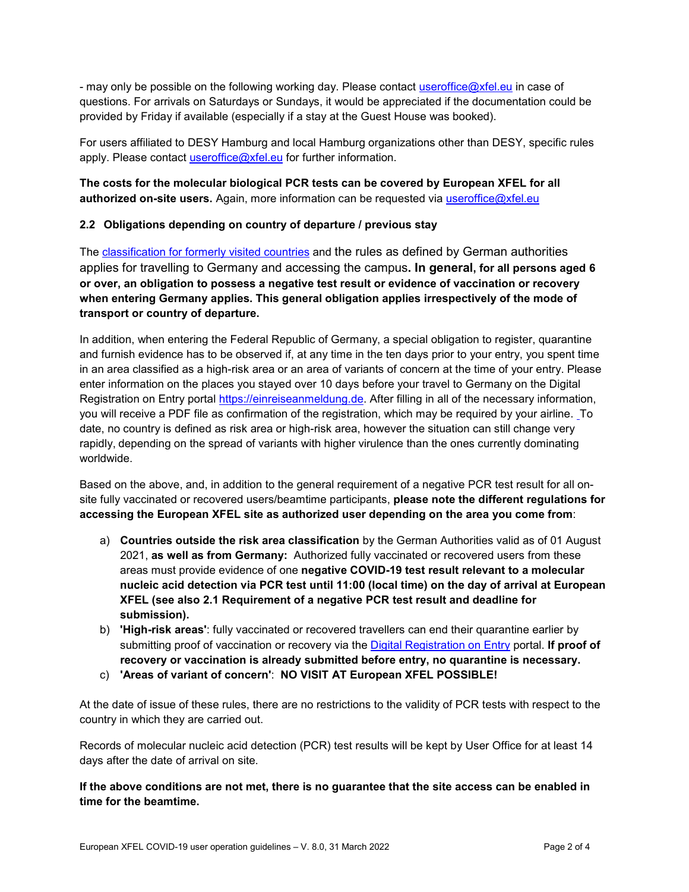- may only be possible on the following working day. Please contact useroffice@xfel.eu in case of questions. For arrivals on Saturdays or Sundays, it would be appreciated if the documentation could be provided by Friday if available (especially if a stay at the Guest House was booked).

For users affiliated to DESY Hamburg and local Hamburg organizations other than DESY, specific rules apply. Please contact useroffice@xfel.eu for further information.

**The costs for the molecular biological PCR tests can be covered by European XFEL for all authorized on-site users.** Again, more information can be requested via useroffice@xfel.eu

### 2.2 Obligations depending on country of departure / previous stay

The classification for formerly visited countries and the rules as defined by German authorities applies for travelling to Germany and accessing the campus**. In general, for all persons aged 6 or over, an obligation to possess a negative test result or evidence of vaccination or recovery when entering Germany applies. This general obligation applies irrespectively of the mode of transport or country of departure.**

In addition, when entering the Federal Republic of Germany, a special obligation to register, quarantine and furnish evidence has to be observed if, at any time in the ten days prior to your entry, you spent time in an area classified as a high-risk area or an area of variants of concern at the time of your entry. Please enter information on the places you stayed over 10 days before your travel to Germany on the Digital Registration on Entry portal https://einreiseanmeldung.de. After filling in all of the necessary information, you will receive a PDF file as confirmation of the registration, which may be required by your airline. To date, no country is defined as risk area or high-risk area, however the situation can still change very rapidly, depending on the spread of variants with higher virulence than the ones currently dominating worldwide.

Based on the above, and, in addition to the general requirement of a negative PCR test result for all on-site fully vaccinated or recovered users/beamtime participants, **please note the different regulations for accessing the European XFEL site as authorized user depending on the area you come from**:

a) **Countries outside the risk area classification** by the German Authorities valid as of 01 August 2021, **as well as from Germany:** Authorized fully vaccinated or recovered users from these areas must provide evidence of one **negative COVID-19 test result relevant to a molecular nucleic acid detection via PCR test until 11:00 (local time) on the day of arrival at European XFEL (see also 2.1 Requirement of a negative PCR test result and deadline for submission).**
b) **'High-risk areas'**: fully vaccinated or recovered travellers can end their quarantine earlier by submitting proof of vaccination or recovery via the Digital Registration on Entry portal. **If proof of recovery or vaccination is already submitted before entry, no quarantine is necessary.**
c) **'Areas of variant of concern'**: **NO VISIT AT European XFEL POSSIBLE!**

At the date of issue of these rules, there are no restrictions to the validity of PCR tests with respect to the country in which they are carried out.

Records of molecular nucleic acid detection (PCR) test results will be kept by User Office for at least 14 days after the date of arrival on site.

**If the above conditions are not met, there is no guarantee that the site access can be enabled in time for the beamtime.**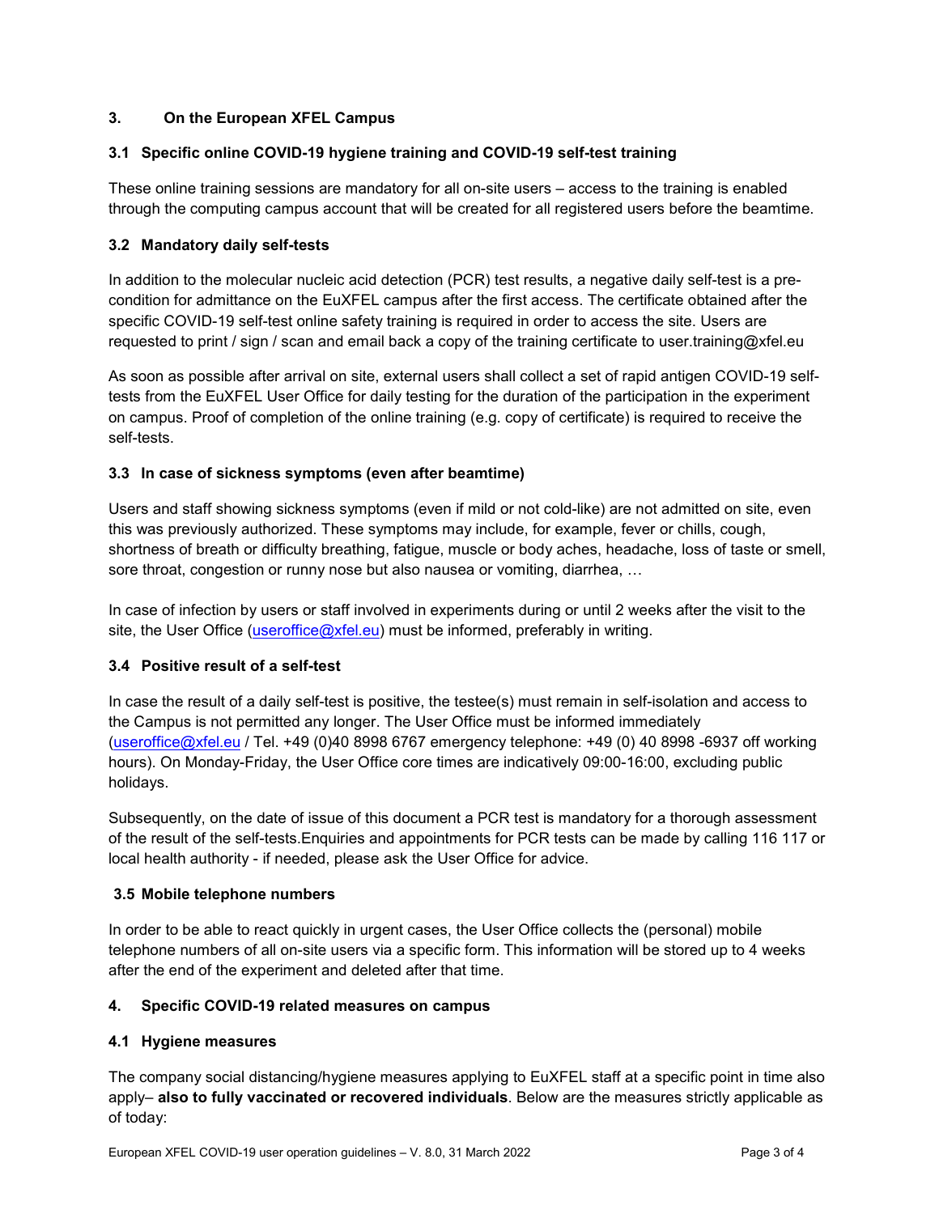## 3. On the European XFEL Campus

### 3.1 Specific online COVID-19 hygiene training and COVID-19 self-test training

These online training sessions are mandatory for all on-site users – access to the training is enabled through the computing campus account that will be created for all registered users before the beamtime.

### 3.2 Mandatory daily self-tests

In addition to the molecular nucleic acid detection (PCR) test results, a negative daily self-test is a pre-condition for admittance on the EuXFEL campus after the first access. The certificate obtained after the specific COVID-19 self-test online safety training is required in order to access the site. Users are requested to print / sign / scan and email back a copy of the training certificate to user.training@xfel.eu

As soon as possible after arrival on site, external users shall collect a set of rapid antigen COVID-19 self-tests from the EuXFEL User Office for daily testing for the duration of the participation in the experiment on campus. Proof of completion of the online training (e.g. copy of certificate) is required to receive the self-tests.

### 3.3 In case of sickness symptoms (even after beamtime)

Users and staff showing sickness symptoms (even if mild or not cold-like) are not admitted on site, even this was previously authorized. These symptoms may include, for example, fever or chills, cough, shortness of breath or difficulty breathing, fatigue, muscle or body aches, headache, loss of taste or smell, sore throat, congestion or runny nose but also nausea or vomiting, diarrhea, …

In case of infection by users or staff involved in experiments during or until 2 weeks after the visit to the site, the User Office (useroffice@xfel.eu) must be informed, preferably in writing.

### 3.4 Positive result of a self-test

In case the result of a daily self-test is positive, the testee(s) must remain in self-isolation and access to the Campus is not permitted any longer. The User Office must be informed immediately (useroffice@xfel.eu / Tel. +49 (0)40 8998 6767 emergency telephone: +49 (0) 40 8998 -6937 off working hours). On Monday-Friday, the User Office core times are indicatively 09:00-16:00, excluding public holidays.

Subsequently, on the date of issue of this document a PCR test is mandatory for a thorough assessment of the result of the self-tests.Enquiries and appointments for PCR tests can be made by calling 116 117 or local health authority - if needed, please ask the User Office for advice.

### 3.5 Mobile telephone numbers

In order to be able to react quickly in urgent cases, the User Office collects the (personal) mobile telephone numbers of all on-site users via a specific form. This information will be stored up to 4 weeks after the end of the experiment and deleted after that time.

## 4. Specific COVID-19 related measures on campus

### 4.1 Hygiene measures

The company social distancing/hygiene measures applying to EuXFEL staff at a specific point in time also apply– **also to fully vaccinated or recovered individuals**. Below are the measures strictly applicable as of today: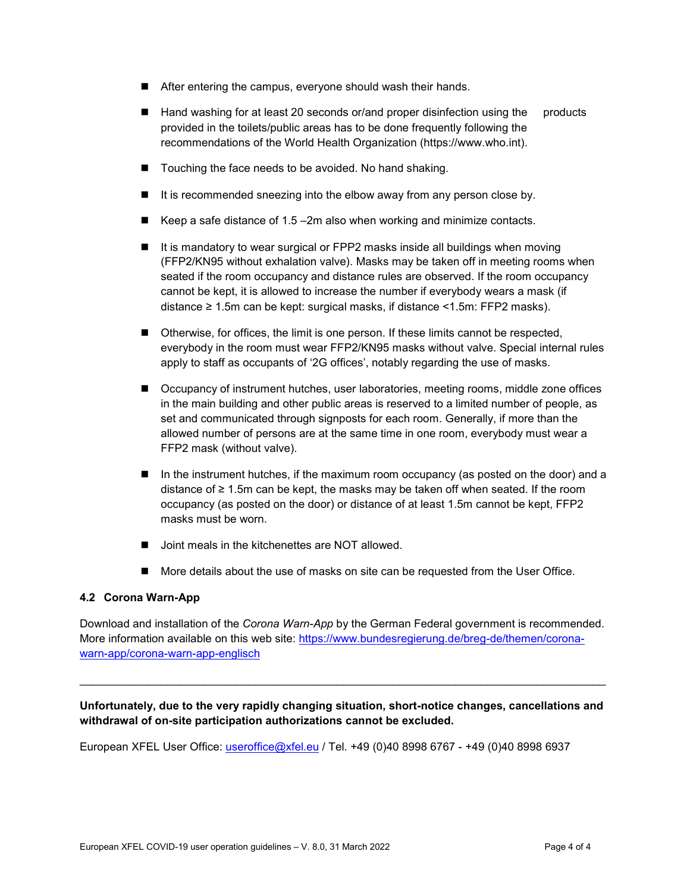- After entering the campus, everyone should wash their hands.
- Hand washing for at least 20 seconds or/and proper disinfection using the products provided in the toilets/public areas has to be done frequently following the recommendations of the World Health Organization (https://www.who.int).
- Touching the face needs to be avoided. No hand shaking.
- It is recommended sneezing into the elbow away from any person close by.
- Keep a safe distance of 1.5 –2m also when working and minimize contacts.
- It is mandatory to wear surgical or FFP2 masks inside all buildings when moving (FFP2/KN95 without exhalation valve). Masks may be taken off in meeting rooms when seated if the room occupancy and distance rules are observed. If the room occupancy cannot be kept, it is allowed to increase the number if everybody wears a mask (if distance ≥ 1.5m can be kept: surgical masks, if distance <1.5m: FFP2 masks).
- Otherwise, for offices, the limit is one person. If these limits cannot be respected, everybody in the room must wear FFP2/KN95 masks without valve. Special internal rules apply to staff as occupants of '2G offices', notably regarding the use of masks.
- Occupancy of instrument hutches, user laboratories, meeting rooms, middle zone offices in the main building and other public areas is reserved to a limited number of people, as set and communicated through signposts for each room. Generally, if more than the allowed number of persons are at the same time in one room, everybody must wear a FFP2 mask (without valve).
- In the instrument hutches, if the maximum room occupancy (as posted on the door) and a distance of ≥ 1.5m can be kept, the masks may be taken off when seated. If the room occupancy (as posted on the door) or distance of at least 1.5m cannot be kept, FFP2 masks must be worn.
- Joint meals in the kitchenettes are NOT allowed.
- More details about the use of masks on site can be requested from the User Office.

### 4.2 Corona Warn-App

Download and installation of the *Corona Warn-App* by the German Federal government is recommended. More information available on this web site: [https://www.bundesregierung.de/breg-de/themen/corona-warn-app/corona-warn-app-englisch](https://www.bundesregierung.de/breg-de/themen/corona-warn-app/corona-warn-app-englisch)

---

**Unfortunately, due to the very rapidly changing situation, short-notice changes, cancellations and withdrawal of on-site participation authorizations cannot be excluded.**

European XFEL User Office: [useroffice@xfel.eu](mailto:useroffice@xfel.eu) / Tel. +49 (0)40 8998 6767 - +49 (0)40 8998 6937